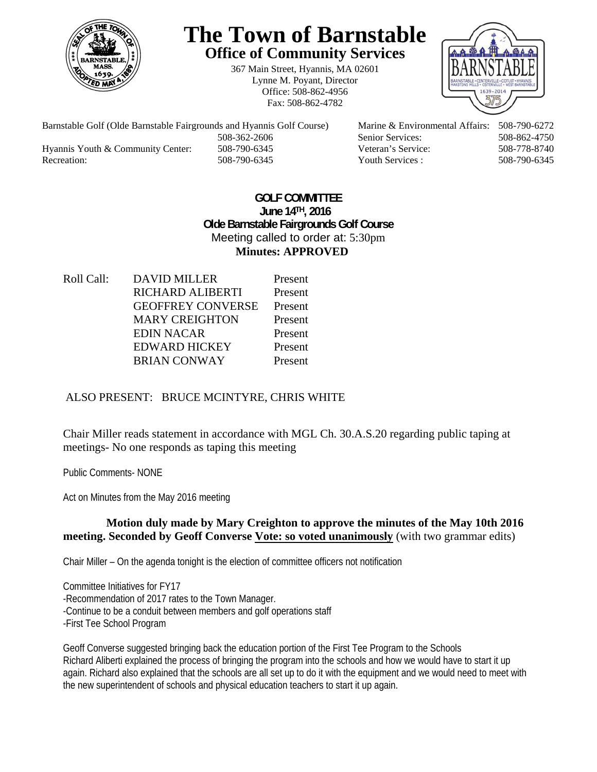# The Town of Barnstable

## Office of Community Services

367 Main Street, Hyannis, MA 02601
Lynne M. Poyant, Director
Office: 508-862-4956
Fax: 508-862-4782

| | | | |
|---|---|---|---|
| Barnstable Golf (Olde Barnstable Fairgrounds and Hyannis Golf Course) | 508-362-2606 | Marine & Environmental Affairs: | 508-790-6272 |
| | | Senior Services: | 508-862-4750 |
| Hyannis Youth & Community Center: | 508-790-6345 | Veteran's Service: | 508-778-8740 |
| Recreation: | 508-790-6345 | Youth Services : | 508-790-6345 |

**GOLF COMMITTEE**
**June 14TH, 2016**
**Olde Barnstable Fairgrounds Golf Course**
Meeting called to order at: 5:30pm
**Minutes: APPROVED**

| Roll Call: | DAVID MILLER | Present |
|---|---|---|
| | RICHARD ALIBERTI | Present |
| | GEOFFREY CONVERSE | Present |
| | MARY CREIGHTON | Present |
| | EDIN NACAR | Present |
| | EDWARD HICKEY | Present |
| | BRIAN CONWAY | Present |

ALSO PRESENT: BRUCE MCINTYRE, CHRIS WHITE

Chair Miller reads statement in accordance with MGL Ch. 30.A.S.20 regarding public taping at meetings- No one responds as taping this meeting

Public Comments- NONE

Act on Minutes from the May 2016 meeting

**Motion duly made by Mary Creighton to approve the minutes of the May 10th 2016 meeting. Seconded by Geoff Converse Vote: so voted unanimously** (with two grammar edits)

Chair Miller – On the agenda tonight is the election of committee officers not notification

Committee Initiatives for FY17
-Recommendation of 2017 rates to the Town Manager.
-Continue to be a conduit between members and golf operations staff
-First Tee School Program

Geoff Converse suggested bringing back the education portion of the First Tee Program to the Schools
Richard Aliberti explained the process of bringing the program into the schools and how we would have to start it up again. Richard also explained that the schools are all set up to do it with the equipment and we would need to meet with the new superintendent of schools and physical education teachers to start it up again.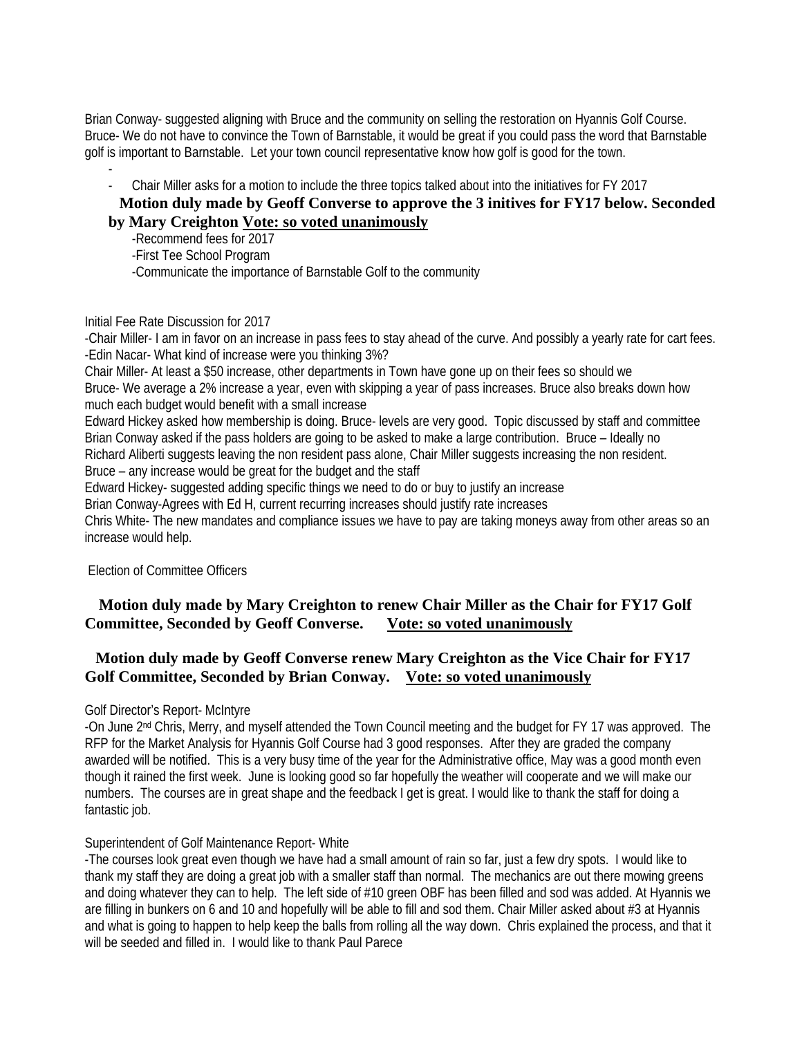Brian Conway- suggested aligning with Bruce and the community on selling the restoration on Hyannis Golf Course. Bruce- We do not have to convince the Town of Barnstable, it would be great if you could pass the word that Barnstable golf is important to Barnstable. Let your town council representative know how golf is good for the town.

-
- Chair Miller asks for a motion to include the three topics talked about into the initiatives for FY 2017

**Motion duly made by Geoff Converse to approve the 3 initives for FY17 below. Seconded by Mary Creighton <u>Vote: so voted unanimously</u>**

-Recommend fees for 2017
-First Tee School Program
-Communicate the importance of Barnstable Golf to the community

Initial Fee Rate Discussion for 2017

-Chair Miller- I am in favor on an increase in pass fees to stay ahead of the curve. And possibly a yearly rate for cart fees.
-Edin Nacar- What kind of increase were you thinking 3%?
Chair Miller- At least a $50 increase, other departments in Town have gone up on their fees so should we
Bruce- We average a 2% increase a year, even with skipping a year of pass increases. Bruce also breaks down how much each budget would benefit with a small increase
Edward Hickey asked how membership is doing. Bruce- levels are very good. Topic discussed by staff and committee
Brian Conway asked if the pass holders are going to be asked to make a large contribution. Bruce – Ideally no
Richard Aliberti suggests leaving the non resident pass alone, Chair Miller suggests increasing the non resident.
Bruce – any increase would be great for the budget and the staff
Edward Hickey- suggested adding specific things we need to do or buy to justify an increase
Brian Conway-Agrees with Ed H, current recurring increases should justify rate increases
Chris White- The new mandates and compliance issues we have to pay are taking moneys away from other areas so an increase would help.

Election of Committee Officers

**Motion duly made by Mary Creighton to renew Chair Miller as the Chair for FY17 Golf Committee, Seconded by Geoff Converse. <u>Vote: so voted unanimously</u>**

**Motion duly made by Geoff Converse renew Mary Creighton as the Vice Chair for FY17 Golf Committee, Seconded by Brian Conway. <u>Vote: so voted unanimously</u>**

Golf Director's Report- McIntyre

-On June 2nd Chris, Merry, and myself attended the Town Council meeting and the budget for FY 17 was approved. The RFP for the Market Analysis for Hyannis Golf Course had 3 good responses. After they are graded the company awarded will be notified. This is a very busy time of the year for the Administrative office, May was a good month even though it rained the first week. June is looking good so far hopefully the weather will cooperate and we will make our numbers. The courses are in great shape and the feedback I get is great. I would like to thank the staff for doing a fantastic job.

Superintendent of Golf Maintenance Report- White

-The courses look great even though we have had a small amount of rain so far, just a few dry spots. I would like to thank my staff they are doing a great job with a smaller staff than normal. The mechanics are out there mowing greens and doing whatever they can to help. The left side of #10 green OBF has been filled and sod was added. At Hyannis we are filling in bunkers on 6 and 10 and hopefully will be able to fill and sod them. Chair Miller asked about #3 at Hyannis and what is going to happen to help keep the balls from rolling all the way down. Chris explained the process, and that it will be seeded and filled in. I would like to thank Paul Parece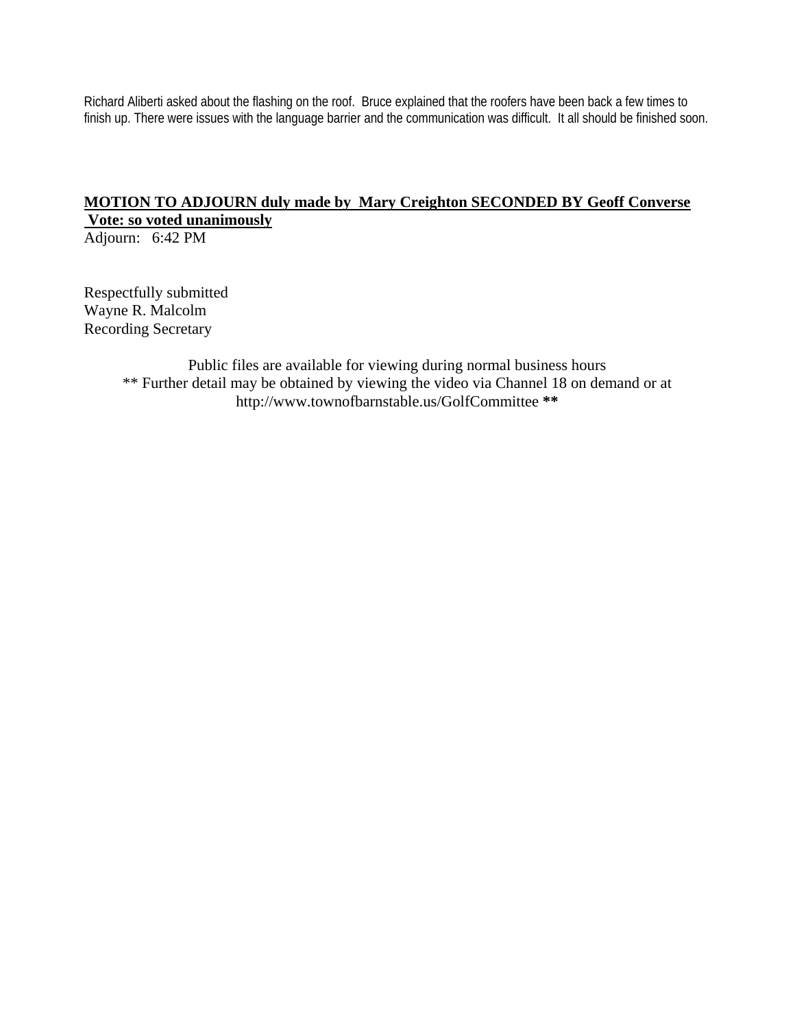Richard Aliberti asked about the flashing on the roof. Bruce explained that the roofers have been back a few times to finish up. There were issues with the language barrier and the communication was difficult. It all should be finished soon.

**MOTION TO ADJOURN duly made by Mary Creighton SECONDED BY Geoff Converse**
**Vote: so voted unanimously**
Adjourn: 6:42 PM

Respectfully submitted
Wayne R. Malcolm
Recording Secretary

Public files are available for viewing during normal business hours
** Further detail may be obtained by viewing the video via Channel 18 on demand or at http://www.townofbarnstable.us/GolfCommittee **